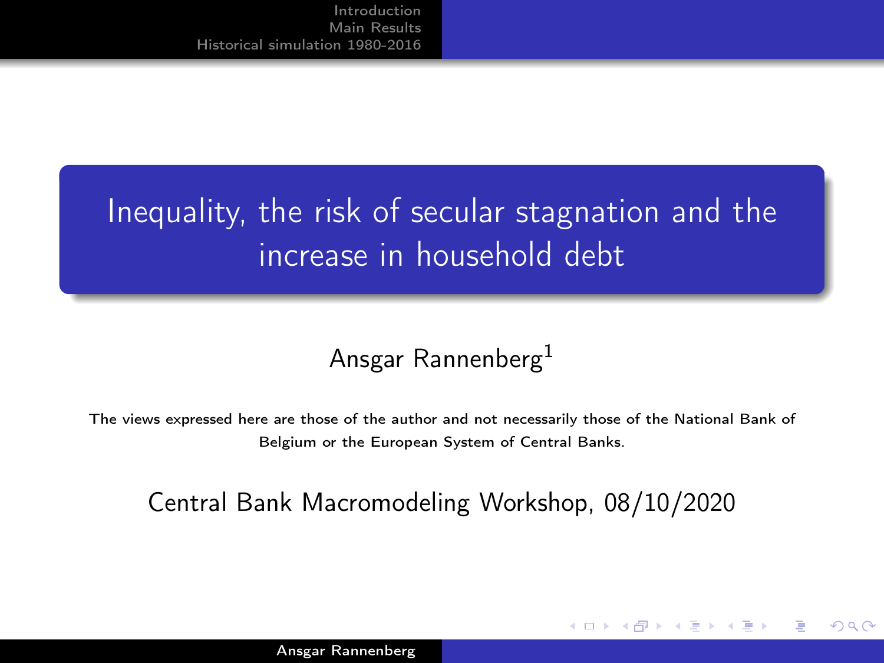# Inequality, the risk of secular stagnation and the increase in household debt

Ansgar Rannenberg[1]

The views expressed here are those of the author and not necessarily those of the National Bank of Belgium or the European System of Central Banks.

Central Bank Macromodeling Workshop, 08/10/2020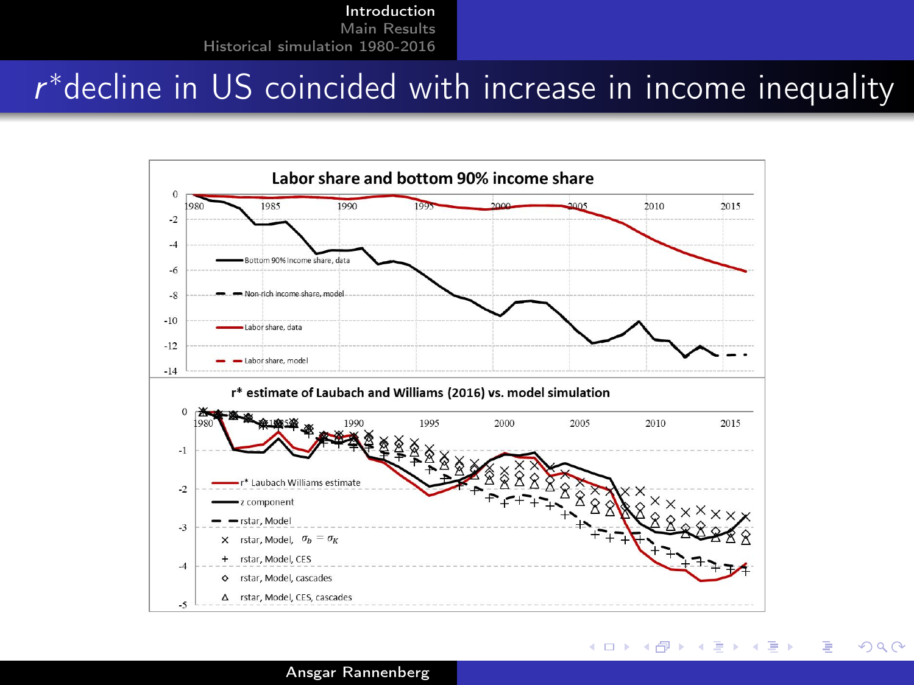# $r^*$ decline in US coincided with increase in income inequality

**Labor share and bottom 90% income share**

- Bottom 90% income share, data
- Non-rich income share, model
- Labor share, data
- Labor share, model

**r* estimate of Laubach and Williams (2016) vs. model simulation**

- r* Laubach Williams estimate
- z component
- rstar, Model
- rstar, Model, $\sigma_b = \sigma_K$
- rstar, Model, CES
- rstar, Model, cascades
- rstar, Model, CES, cascades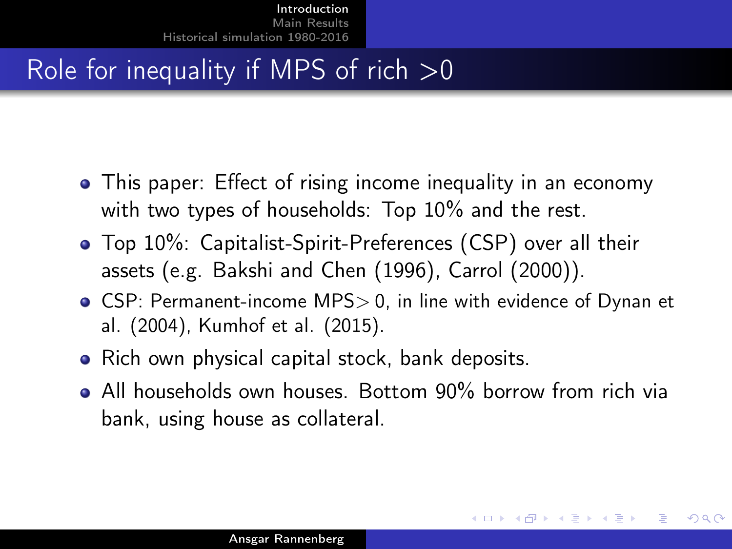# Role for inequality if MPS of rich >0

- This paper: Effect of rising income inequality in an economy with two types of households: Top 10% and the rest.
- Top 10%: Capitalist-Spirit-Preferences (CSP) over all their assets (e.g. Bakshi and Chen (1996), Carrol (2000)).
- CSP: Permanent-income MPS$>0$, in line with evidence of Dynan et al. (2004), Kumhof et al. (2015).
- Rich own physical capital stock, bank deposits.
- All households own houses. Bottom 90% borrow from rich via bank, using house as collateral.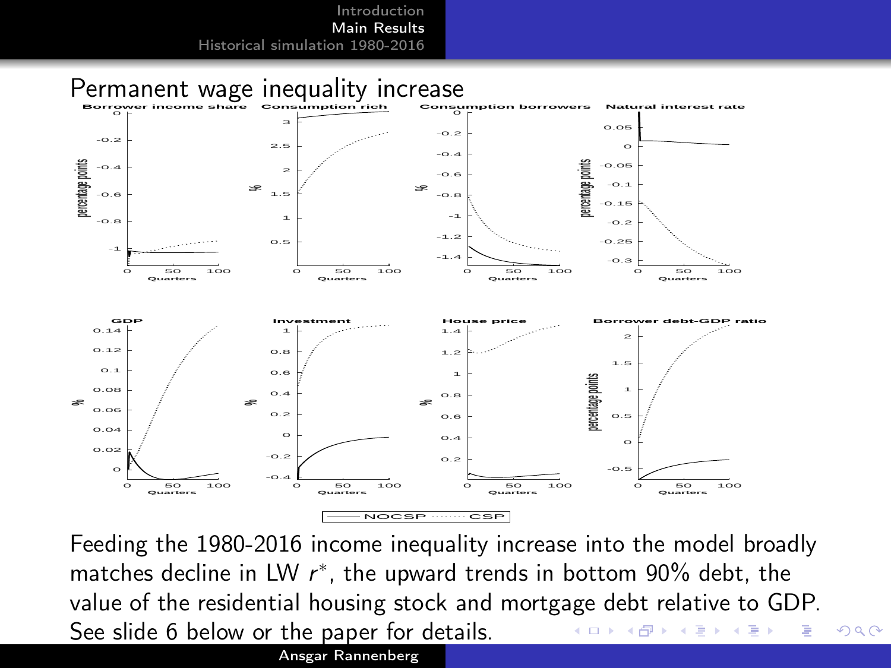## Permanent wage inequality increase

Feeding the 1980-2016 income inequality increase into the model broadly matches decline in LW $r^*$, the upward trends in bottom 90% debt, the value of the residential housing stock and mortgage debt relative to GDP. See slide 6 below or the paper for details.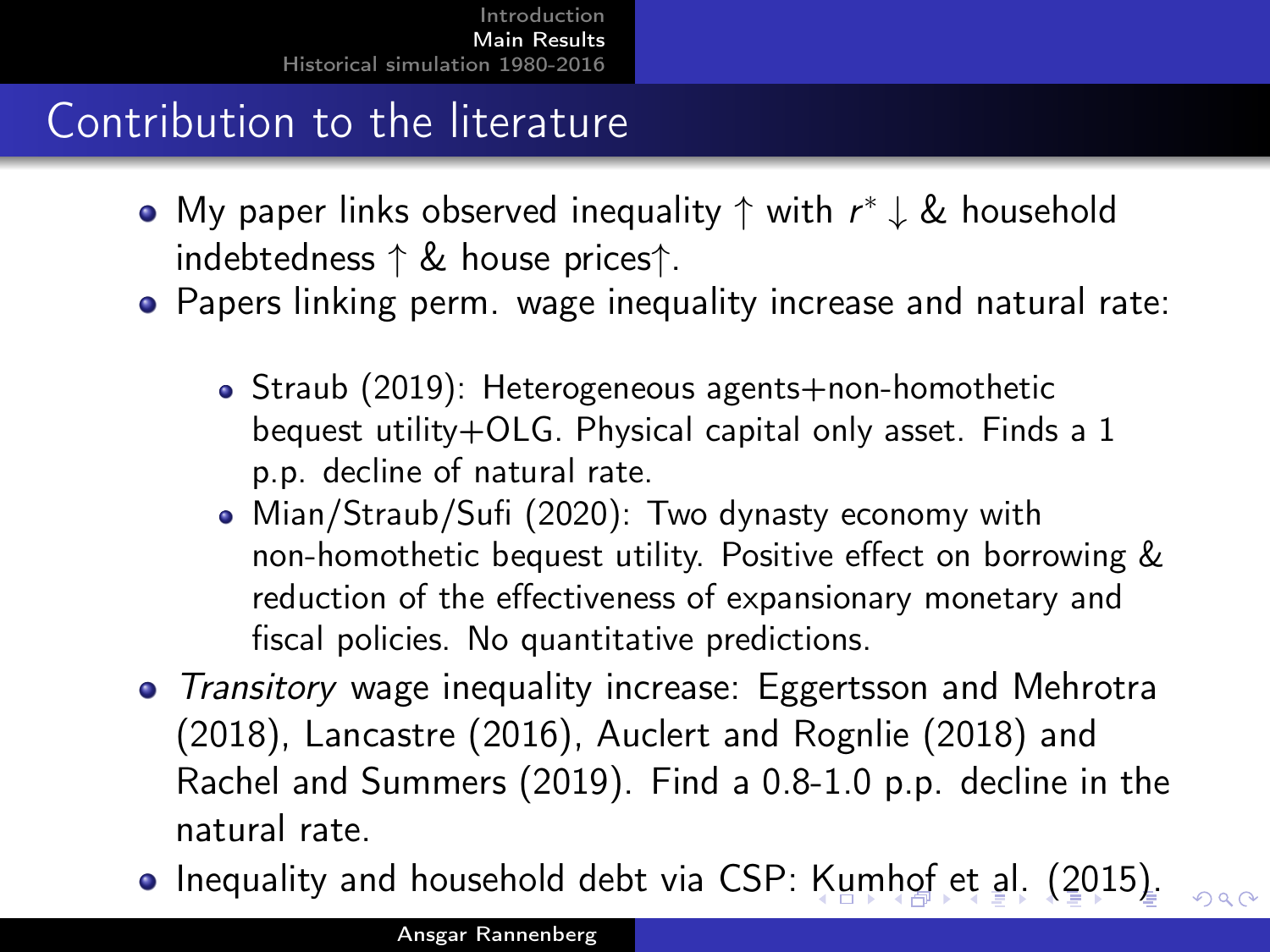# Contribution to the literature

- My paper links observed inequality ↑ with $r^*$ ↓ & household indebtedness ↑ & house prices↑.
- Papers linking perm. wage inequality increase and natural rate:
  - Straub (2019): Heterogeneous agents+non-homothetic bequest utility+OLG. Physical capital only asset. Finds a 1 p.p. decline of natural rate.
  - Mian/Straub/Sufi (2020): Two dynasty economy with non-homothetic bequest utility. Positive effect on borrowing & reduction of the effectiveness of expansionary monetary and fiscal policies. No quantitative predictions.
- *Transitory* wage inequality increase: Eggertsson and Mehrotra (2018), Lancastre (2016), Auclert and Rognlie (2018) and Rachel and Summers (2019). Find a 0.8-1.0 p.p. decline in the natural rate.
- Inequality and household debt via CSP: Kumhof et al. (2015).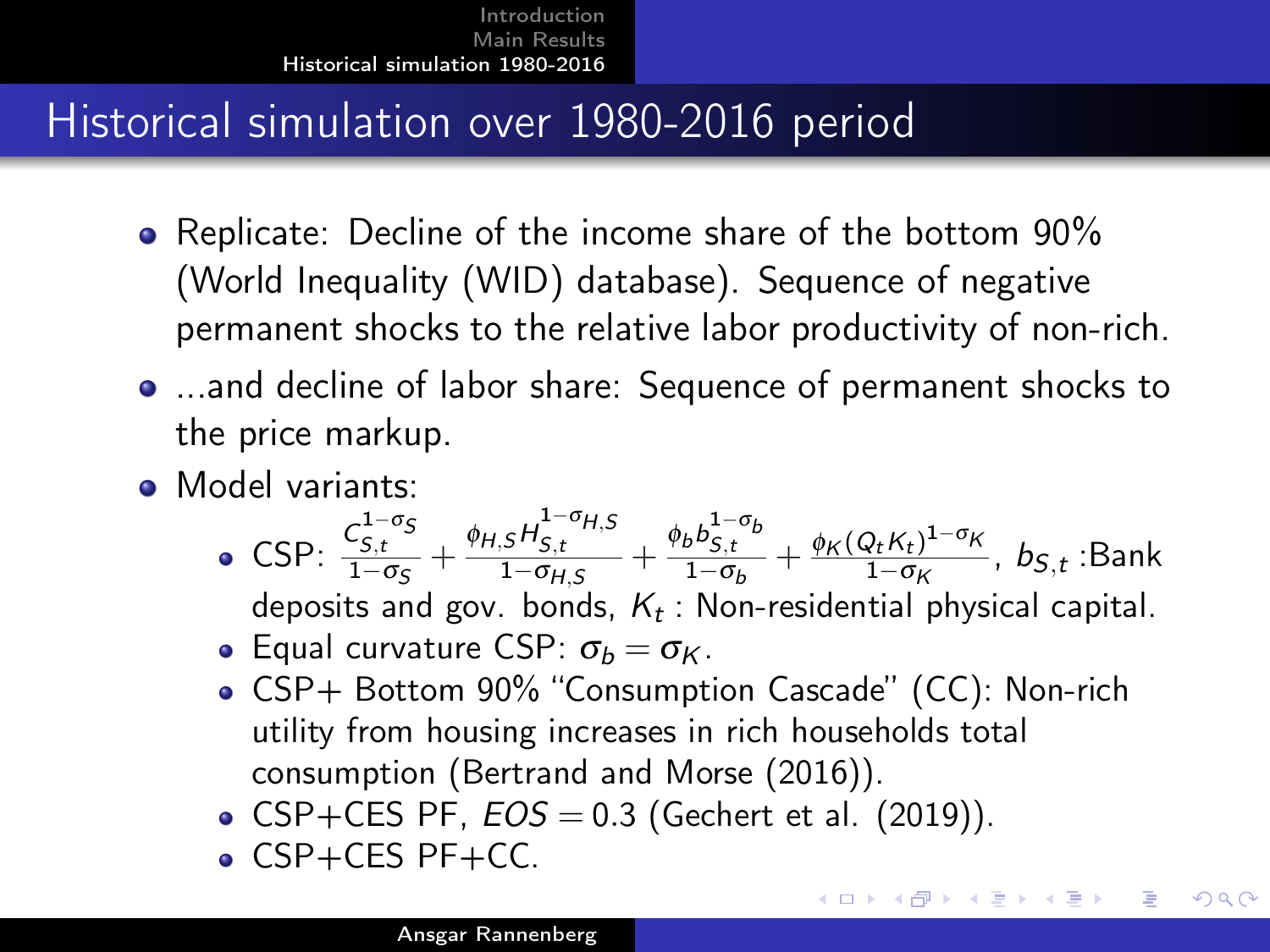# Historical simulation over 1980-2016 period

- Replicate: Decline of the income share of the bottom 90% (World Inequality (WID) database). Sequence of negative permanent shocks to the relative labor productivity of non-rich.
- ...and decline of labor share: Sequence of permanent shocks to the price markup.
- Model variants:
  - CSP: $\frac{C_{S,t}^{1-\sigma_S}}{1-\sigma_S} + \frac{\phi_{H,S} H_{S,t}^{1-\sigma_{H,S}}}{1-\sigma_{H,S}} + \frac{\phi_b b_{S,t}^{1-\sigma_b}}{1-\sigma_b} + \frac{\phi_K (Q_t K_t)^{1-\sigma_K}}{1-\sigma_K}$, $b_{S,t}$ :Bank deposits and gov. bonds, $K_t$ : Non-residential physical capital.
  - Equal curvature CSP: $\sigma_b = \sigma_K$.
  - CSP+ Bottom 90% "Consumption Cascade" (CC): Non-rich utility from housing increases in rich households total consumption (Bertrand and Morse (2016)).
  - CSP+CES PF, $EOS = 0.3$ (Gechert et al. (2019)).
  - CSP+CES PF+CC.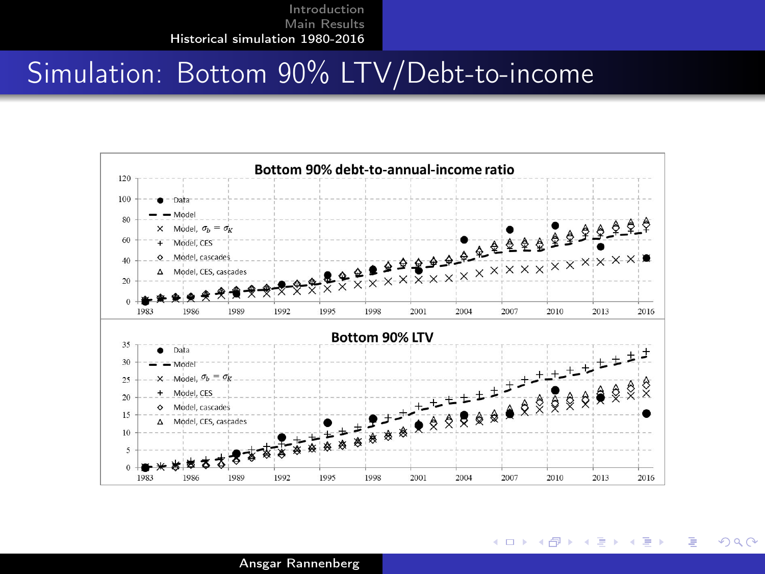# Simulation: Bottom 90% LTV/Debt-to-income

**Bottom 90% debt-to-annual-income ratio**

- Data
- Model
- Model, $\sigma_b = \sigma_K$
- Model, CES
- Model, cascades
- Model, CES, cascades

**Bottom 90% LTV**

- Data
- Model
- Model, $\sigma_b = \sigma_K$
- Model, CES
- Model, cascades
- Model, CES, cascades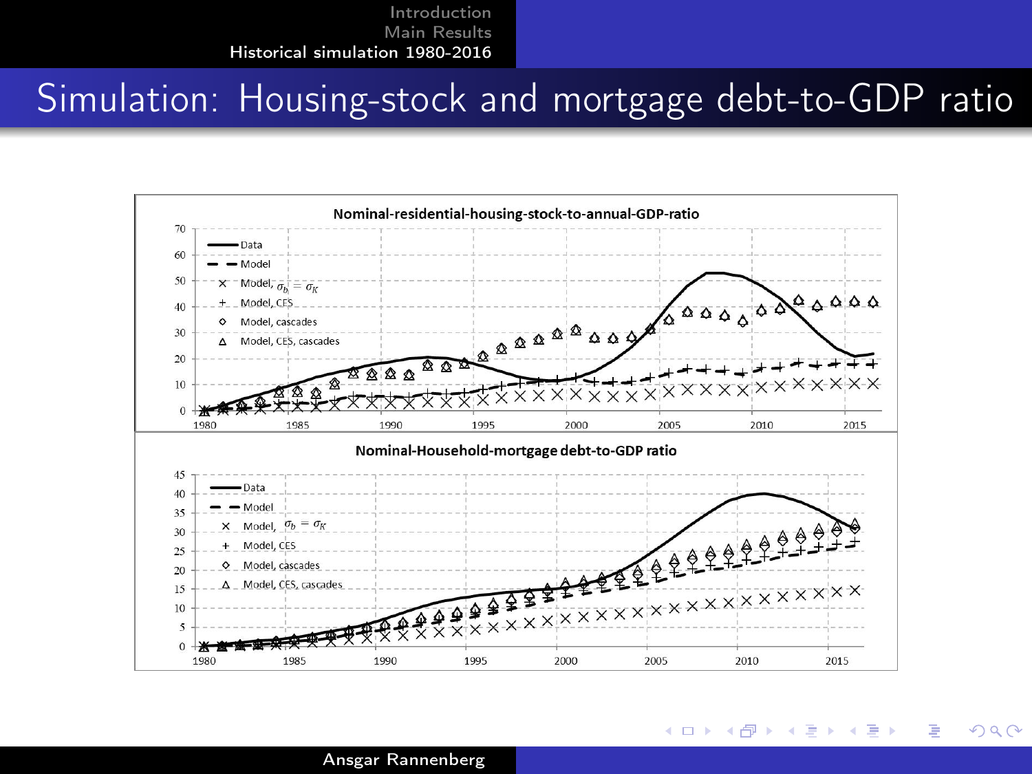# Simulation: Housing-stock and mortgage debt-to-GDP ratio

**Nominal-residential-housing-stock-to-annual-GDP-ratio**

- Data
- Model
- Model, $\sigma_b = \sigma_K$
- Model, CES
- Model, cascades
- Model, CES, cascades

**Nominal-Household-mortgage debt-to-GDP ratio**

- Data
- Model
- Model, $\sigma_b = \sigma_K$
- Model, CES
- Model, cascades
- Model, CES, cascades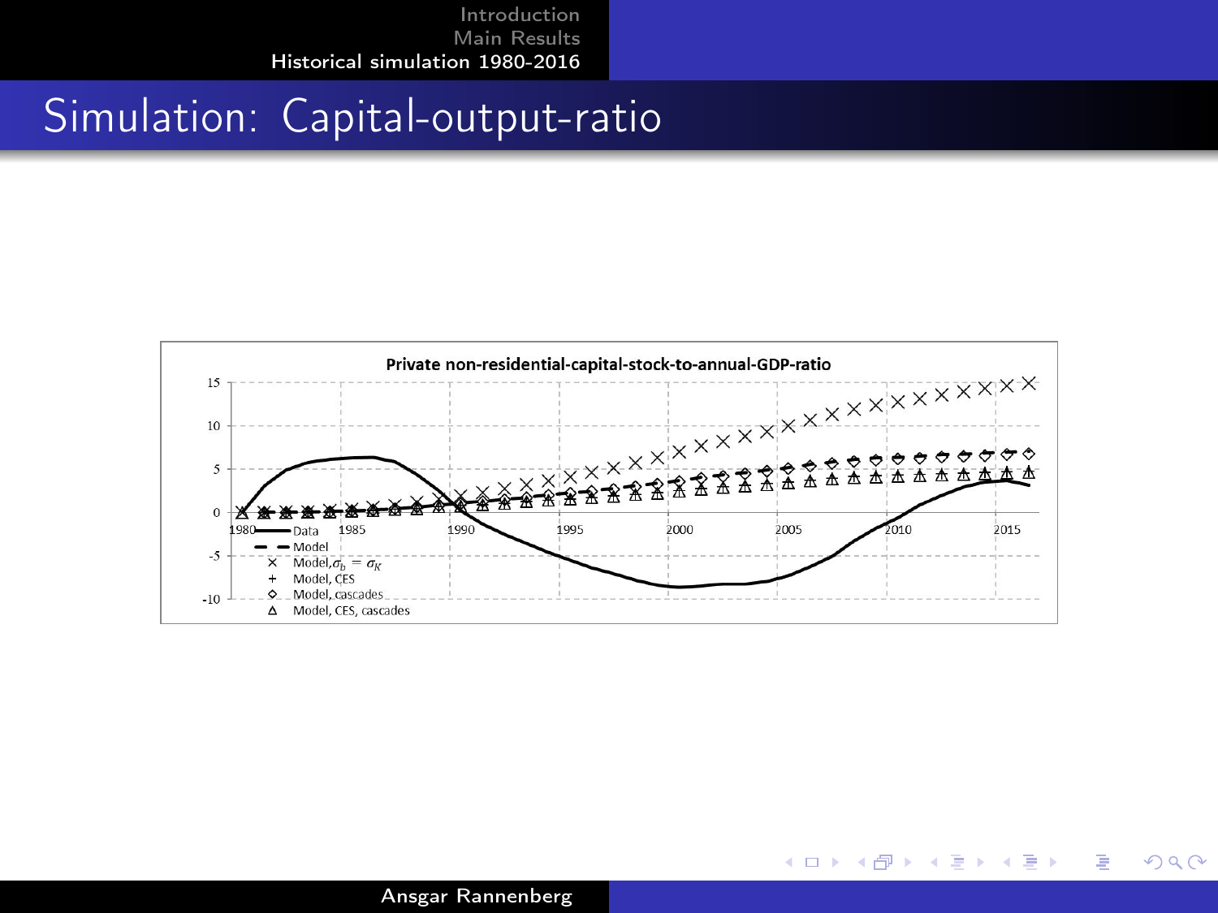# Simulation: Capital-output-ratio

Private non-residential-capital-stock-to-annual-GDP-ratio

15
10
5
0
-5
-10

1980 1985 1990 1995 2000 2005 2010 2015

Data
Model
Model, $\sigma_b = \sigma_K$
Model, CES
Model, cascades
Model, CES, cascades